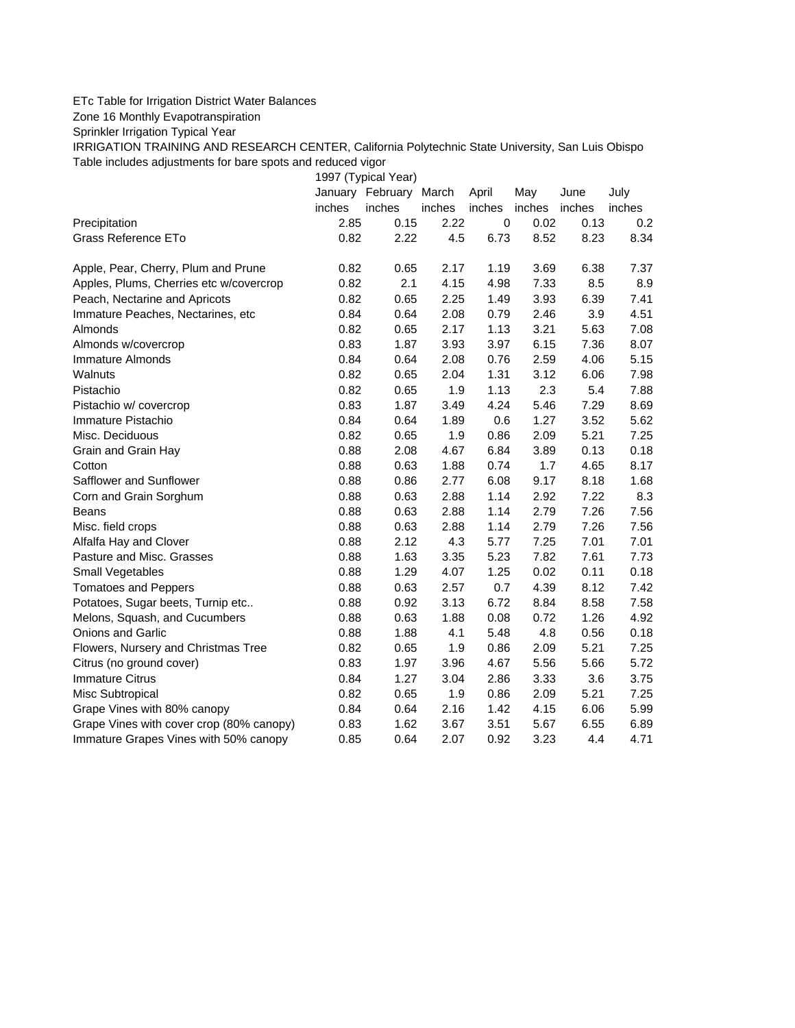ETc Table for Irrigation District Water Balances

Zone 16 Monthly Evapotranspiration

Sprinkler Irrigation Typical Year

IRRIGATION TRAINING AND RESEARCH CENTER, California Polytechnic State University, San Luis Obispo

Table includes adjustments for bare spots and reduced vigor

| | 1997 (Typical Year) | | | | | | |
|---|---|---|---|---|---|---|---|
| | January | February | March | April | May | June | July |
| | inches | inches | inches | inches | inches | inches | inches |
| Precipitation | 2.85 | 0.15 | 2.22 | 0 | 0.02 | 0.13 | 0.2 |
| Grass Reference ETo | 0.82 | 2.22 | 4.5 | 6.73 | 8.52 | 8.23 | 8.34 |
| | | | | | | | |
| Apple, Pear, Cherry, Plum and Prune | 0.82 | 0.65 | 2.17 | 1.19 | 3.69 | 6.38 | 7.37 |
| Apples, Plums, Cherries etc w/covercrop | 0.82 | 2.1 | 4.15 | 4.98 | 7.33 | 8.5 | 8.9 |
| Peach, Nectarine and Apricots | 0.82 | 0.65 | 2.25 | 1.49 | 3.93 | 6.39 | 7.41 |
| Immature Peaches, Nectarines, etc | 0.84 | 0.64 | 2.08 | 0.79 | 2.46 | 3.9 | 4.51 |
| Almonds | 0.82 | 0.65 | 2.17 | 1.13 | 3.21 | 5.63 | 7.08 |
| Almonds w/covercrop | 0.83 | 1.87 | 3.93 | 3.97 | 6.15 | 7.36 | 8.07 |
| Immature Almonds | 0.84 | 0.64 | 2.08 | 0.76 | 2.59 | 4.06 | 5.15 |
| Walnuts | 0.82 | 0.65 | 2.04 | 1.31 | 3.12 | 6.06 | 7.98 |
| Pistachio | 0.82 | 0.65 | 1.9 | 1.13 | 2.3 | 5.4 | 7.88 |
| Pistachio w/ covercrop | 0.83 | 1.87 | 3.49 | 4.24 | 5.46 | 7.29 | 8.69 |
| Immature Pistachio | 0.84 | 0.64 | 1.89 | 0.6 | 1.27 | 3.52 | 5.62 |
| Misc. Deciduous | 0.82 | 0.65 | 1.9 | 0.86 | 2.09 | 5.21 | 7.25 |
| Grain and Grain Hay | 0.88 | 2.08 | 4.67 | 6.84 | 3.89 | 0.13 | 0.18 |
| Cotton | 0.88 | 0.63 | 1.88 | 0.74 | 1.7 | 4.65 | 8.17 |
| Safflower and Sunflower | 0.88 | 0.86 | 2.77 | 6.08 | 9.17 | 8.18 | 1.68 |
| Corn and Grain Sorghum | 0.88 | 0.63 | 2.88 | 1.14 | 2.92 | 7.22 | 8.3 |
| Beans | 0.88 | 0.63 | 2.88 | 1.14 | 2.79 | 7.26 | 7.56 |
| Misc. field crops | 0.88 | 0.63 | 2.88 | 1.14 | 2.79 | 7.26 | 7.56 |
| Alfalfa Hay and Clover | 0.88 | 2.12 | 4.3 | 5.77 | 7.25 | 7.01 | 7.01 |
| Pasture and Misc. Grasses | 0.88 | 1.63 | 3.35 | 5.23 | 7.82 | 7.61 | 7.73 |
| Small Vegetables | 0.88 | 1.29 | 4.07 | 1.25 | 0.02 | 0.11 | 0.18 |
| Tomatoes and Peppers | 0.88 | 0.63 | 2.57 | 0.7 | 4.39 | 8.12 | 7.42 |
| Potatoes, Sugar beets, Turnip etc.. | 0.88 | 0.92 | 3.13 | 6.72 | 8.84 | 8.58 | 7.58 |
| Melons, Squash, and Cucumbers | 0.88 | 0.63 | 1.88 | 0.08 | 0.72 | 1.26 | 4.92 |
| Onions and Garlic | 0.88 | 1.88 | 4.1 | 5.48 | 4.8 | 0.56 | 0.18 |
| Flowers, Nursery and Christmas Tree | 0.82 | 0.65 | 1.9 | 0.86 | 2.09 | 5.21 | 7.25 |
| Citrus (no ground cover) | 0.83 | 1.97 | 3.96 | 4.67 | 5.56 | 5.66 | 5.72 |
| Immature Citrus | 0.84 | 1.27 | 3.04 | 2.86 | 3.33 | 3.6 | 3.75 |
| Misc Subtropical | 0.82 | 0.65 | 1.9 | 0.86 | 2.09 | 5.21 | 7.25 |
| Grape Vines with 80% canopy | 0.84 | 0.64 | 2.16 | 1.42 | 4.15 | 6.06 | 5.99 |
| Grape Vines with cover crop (80% canopy) | 0.83 | 1.62 | 3.67 | 3.51 | 5.67 | 6.55 | 6.89 |
| Immature Grapes Vines with 50% canopy | 0.85 | 0.64 | 2.07 | 0.92 | 3.23 | 4.4 | 4.71 |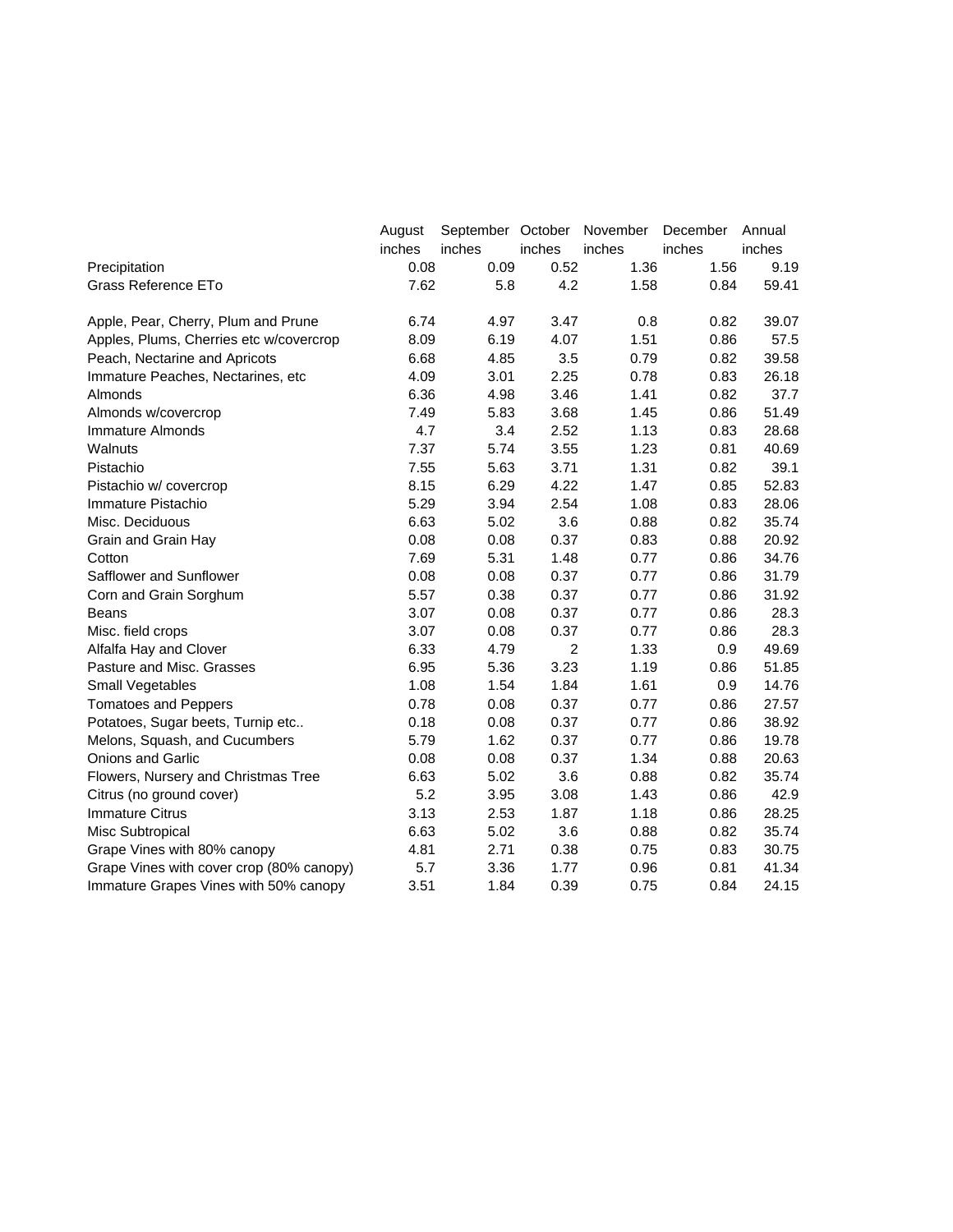| | August inches | September inches | October inches | November inches | December inches | Annual inches |
|---|---|---|---|---|---|---|
| Precipitation | 0.08 | 0.09 | 0.52 | 1.36 | 1.56 | 9.19 |
| Grass Reference ETo | 7.62 | 5.8 | 4.2 | 1.58 | 0.84 | 59.41 |
| | | | | | | |
| Apple, Pear, Cherry, Plum and Prune | 6.74 | 4.97 | 3.47 | 0.8 | 0.82 | 39.07 |
| Apples, Plums, Cherries etc w/covercrop | 8.09 | 6.19 | 4.07 | 1.51 | 0.86 | 57.5 |
| Peach, Nectarine and Apricots | 6.68 | 4.85 | 3.5 | 0.79 | 0.82 | 39.58 |
| Immature Peaches, Nectarines, etc | 4.09 | 3.01 | 2.25 | 0.78 | 0.83 | 26.18 |
| Almonds | 6.36 | 4.98 | 3.46 | 1.41 | 0.82 | 37.7 |
| Almonds w/covercrop | 7.49 | 5.83 | 3.68 | 1.45 | 0.86 | 51.49 |
| Immature Almonds | 4.7 | 3.4 | 2.52 | 1.13 | 0.83 | 28.68 |
| Walnuts | 7.37 | 5.74 | 3.55 | 1.23 | 0.81 | 40.69 |
| Pistachio | 7.55 | 5.63 | 3.71 | 1.31 | 0.82 | 39.1 |
| Pistachio w/ covercrop | 8.15 | 6.29 | 4.22 | 1.47 | 0.85 | 52.83 |
| Immature Pistachio | 5.29 | 3.94 | 2.54 | 1.08 | 0.83 | 28.06 |
| Misc. Deciduous | 6.63 | 5.02 | 3.6 | 0.88 | 0.82 | 35.74 |
| Grain and Grain Hay | 0.08 | 0.08 | 0.37 | 0.83 | 0.88 | 20.92 |
| Cotton | 7.69 | 5.31 | 1.48 | 0.77 | 0.86 | 34.76 |
| Safflower and Sunflower | 0.08 | 0.08 | 0.37 | 0.77 | 0.86 | 31.79 |
| Corn and Grain Sorghum | 5.57 | 0.38 | 0.37 | 0.77 | 0.86 | 31.92 |
| Beans | 3.07 | 0.08 | 0.37 | 0.77 | 0.86 | 28.3 |
| Misc. field crops | 3.07 | 0.08 | 0.37 | 0.77 | 0.86 | 28.3 |
| Alfalfa Hay and Clover | 6.33 | 4.79 | 2 | 1.33 | 0.9 | 49.69 |
| Pasture and Misc. Grasses | 6.95 | 5.36 | 3.23 | 1.19 | 0.86 | 51.85 |
| Small Vegetables | 1.08 | 1.54 | 1.84 | 1.61 | 0.9 | 14.76 |
| Tomatoes and Peppers | 0.78 | 0.08 | 0.37 | 0.77 | 0.86 | 27.57 |
| Potatoes, Sugar beets, Turnip etc.. | 0.18 | 0.08 | 0.37 | 0.77 | 0.86 | 38.92 |
| Melons, Squash, and Cucumbers | 5.79 | 1.62 | 0.37 | 0.77 | 0.86 | 19.78 |
| Onions and Garlic | 0.08 | 0.08 | 0.37 | 1.34 | 0.88 | 20.63 |
| Flowers, Nursery and Christmas Tree | 6.63 | 5.02 | 3.6 | 0.88 | 0.82 | 35.74 |
| Citrus (no ground cover) | 5.2 | 3.95 | 3.08 | 1.43 | 0.86 | 42.9 |
| Immature Citrus | 3.13 | 2.53 | 1.87 | 1.18 | 0.86 | 28.25 |
| Misc Subtropical | 6.63 | 5.02 | 3.6 | 0.88 | 0.82 | 35.74 |
| Grape Vines with 80% canopy | 4.81 | 2.71 | 0.38 | 0.75 | 0.83 | 30.75 |
| Grape Vines with cover crop (80% canopy) | 5.7 | 3.36 | 1.77 | 0.96 | 0.81 | 41.34 |
| Immature Grapes Vines with 50% canopy | 3.51 | 1.84 | 0.39 | 0.75 | 0.84 | 24.15 |